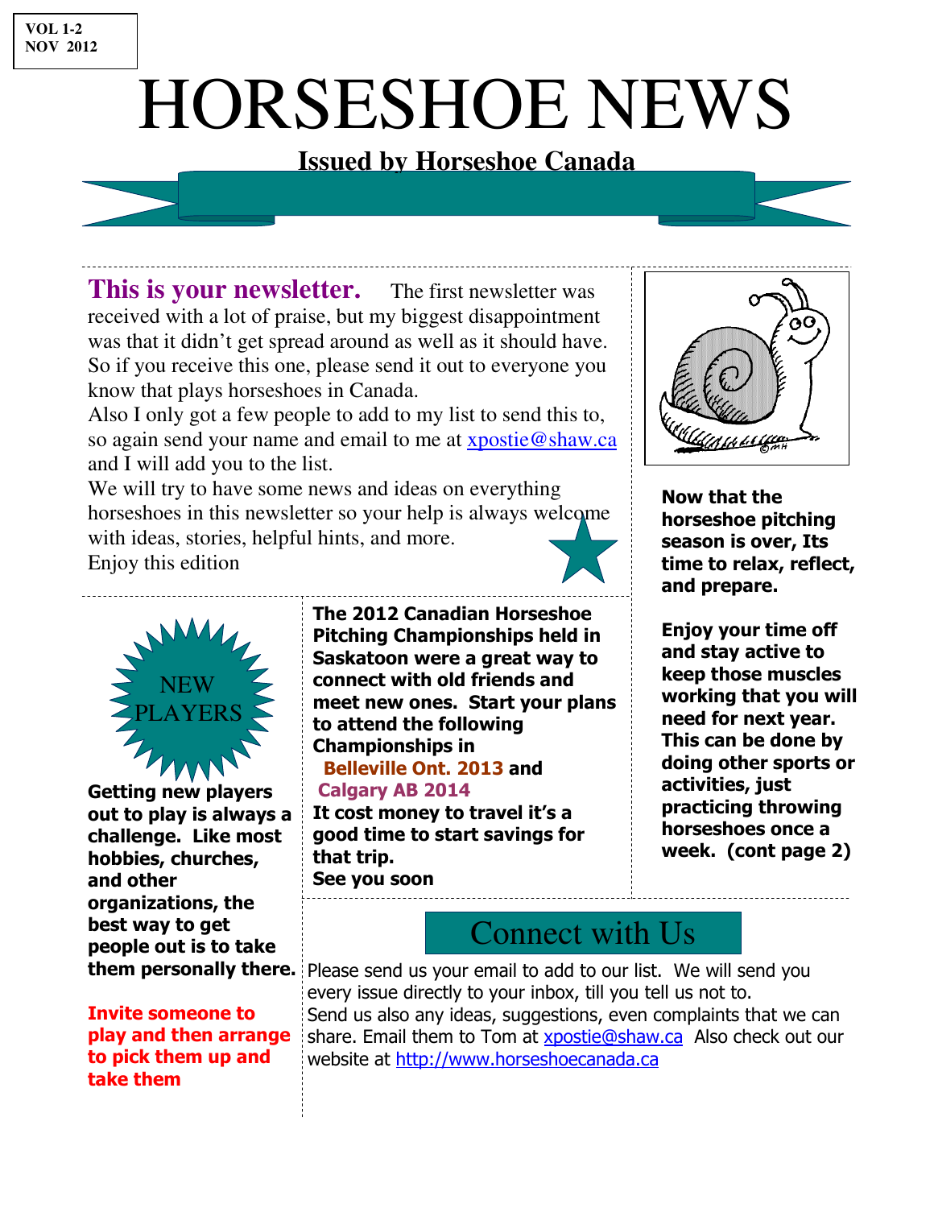VOL 1-2
NOV 2012

# HORSESHOE NEWS

**Issued by Horseshoe Canada**

**This is your newsletter.** The first newsletter was received with a lot of praise, but my biggest disappointment was that it didn't get spread around as well as it should have. So if you receive this one, please send it out to everyone you know that plays horseshoes in Canada.
Also I only got a few people to add to my list to send this to, so again send your name and email to me at xpostie@shaw.ca and I will add you to the list.
We will try to have some news and ideas on everything horseshoes in this newsletter so your help is always welcome with ideas, stories, helpful hints, and more.
Enjoy this edition

**Now that the horseshoe pitching season is over, Its time to relax, reflect, and prepare.**

**Enjoy your time off and stay active to keep those muscles working that you will need for next year. This can be done by doing other sports or activities, just practicing throwing horseshoes once a week. (cont page 2)**

## NEW PLAYERS

**Getting new players out to play is always a challenge. Like most hobbies, churches, and other organizations, the best way to get people out is to take them personally there.**

**Invite someone to play and then arrange to pick them up and take them**

**The 2012 Canadian Horseshoe Pitching Championships held in Saskatoon were a great way to connect with old friends and meet new ones. Start your plans to attend the following Championships in**
**Belleville Ont. 2013 and**
**Calgary AB 2014**
**It cost money to travel it's a good time to start savings for that trip.**
**See you soon**

## Connect with Us

Please send us your email to add to our list. We will send you every issue directly to your inbox, till you tell us not to.
Send us also any ideas, suggestions, even complaints that we can share. Email them to Tom at xpostie@shaw.ca Also check out our website at http://www.horseshoecanada.ca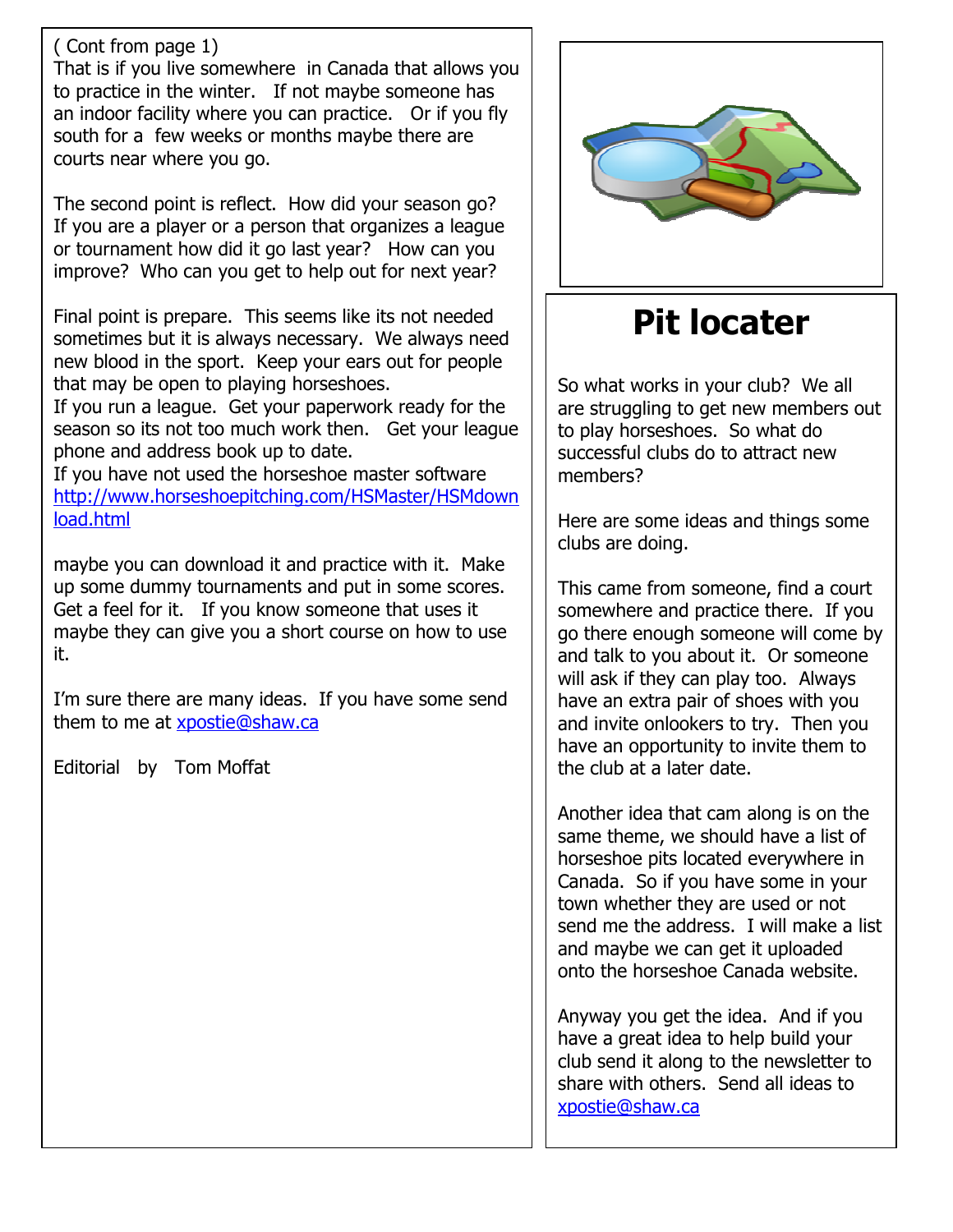( Cont from page 1)
That is if you live somewhere in Canada that allows you to practice in the winter. If not maybe someone has an indoor facility where you can practice. Or if you fly south for a few weeks or months maybe there are courts near where you go.

The second point is reflect. How did your season go? If you are a player or a person that organizes a league or tournament how did it go last year? How can you improve? Who can you get to help out for next year?

Final point is prepare. This seems like its not needed sometimes but it is always necessary. We always need new blood in the sport. Keep your ears out for people that may be open to playing horseshoes.
If you run a league. Get your paperwork ready for the season so its not too much work then. Get your league phone and address book up to date.
If you have not used the horseshoe master software http://www.horseshoepitching.com/HSMaster/HSMdownload.html

maybe you can download it and practice with it. Make up some dummy tournaments and put in some scores. Get a feel for it. If you know someone that uses it maybe they can give you a short course on how to use it.

I'm sure there are many ideas. If you have some send them to me at xpostie@shaw.ca

Editorial by Tom Moffat

# Pit locater

So what works in your club? We all are struggling to get new members out to play horseshoes. So what do successful clubs do to attract new members?

Here are some ideas and things some clubs are doing.

This came from someone, find a court somewhere and practice there. If you go there enough someone will come by and talk to you about it. Or someone will ask if they can play too. Always have an extra pair of shoes with you and invite onlookers to try. Then you have an opportunity to invite them to the club at a later date.

Another idea that cam along is on the same theme, we should have a list of horseshoe pits located everywhere in Canada. So if you have some in your town whether they are used or not send me the address. I will make a list and maybe we can get it uploaded onto the horseshoe Canada website.

Anyway you get the idea. And if you have a great idea to help build your club send it along to the newsletter to share with others. Send all ideas to xpostie@shaw.ca